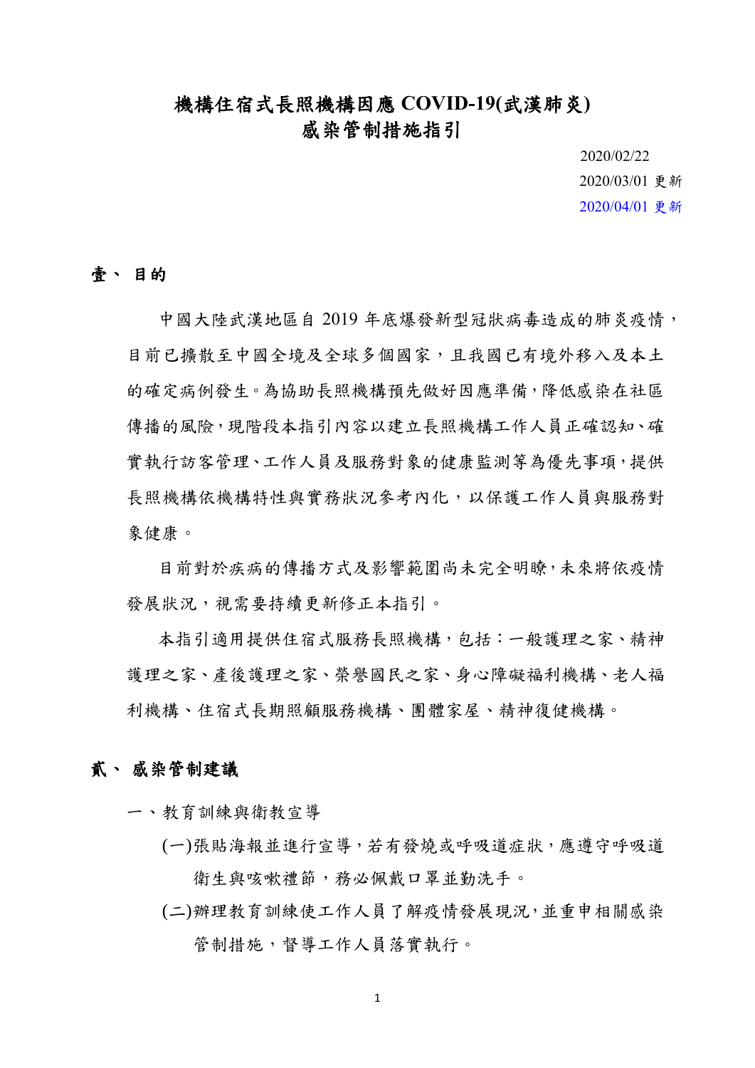# 機構住宿式長照機構因應 COVID-19(武漢肺炎) 感染管制措施指引

2020/02/22
2020/03/01 更新
2020/04/01 更新

## 壹、 目的

中國大陸武漢地區自 2019 年底爆發新型冠狀病毒造成的肺炎疫情，目前已擴散至中國全境及全球多個國家，且我國已有境外移入及本土的確定病例發生。為協助長照機構預先做好因應準備，降低感染在社區傳播的風險，現階段本指引內容以建立長照機構工作人員正確認知、確實執行訪客管理、工作人員及服務對象的健康監測等為優先事項，提供長照機構依機構特性與實務狀況參考內化，以保護工作人員與服務對象健康。

目前對於疾病的傳播方式及影響範圍尚未完全明瞭，未來將依疫情發展狀況，視需要持續更新修正本指引。

本指引適用提供住宿式服務長照機構，包括：一般護理之家、精神護理之家、產後護理之家、榮譽國民之家、身心障礙福利機構、老人福利機構、住宿式長期照顧服務機構、團體家屋、精神復健機構。

## 貳、 感染管制建議

一、教育訓練與衛教宣導

(一)張貼海報並進行宣導，若有發燒或呼吸道症狀，應遵守呼吸道衛生與咳嗽禮節，務必佩戴口罩並勤洗手。

(二)辦理教育訓練使工作人員了解疫情發展現況，並重申相關感染管制措施，督導工作人員落實執行。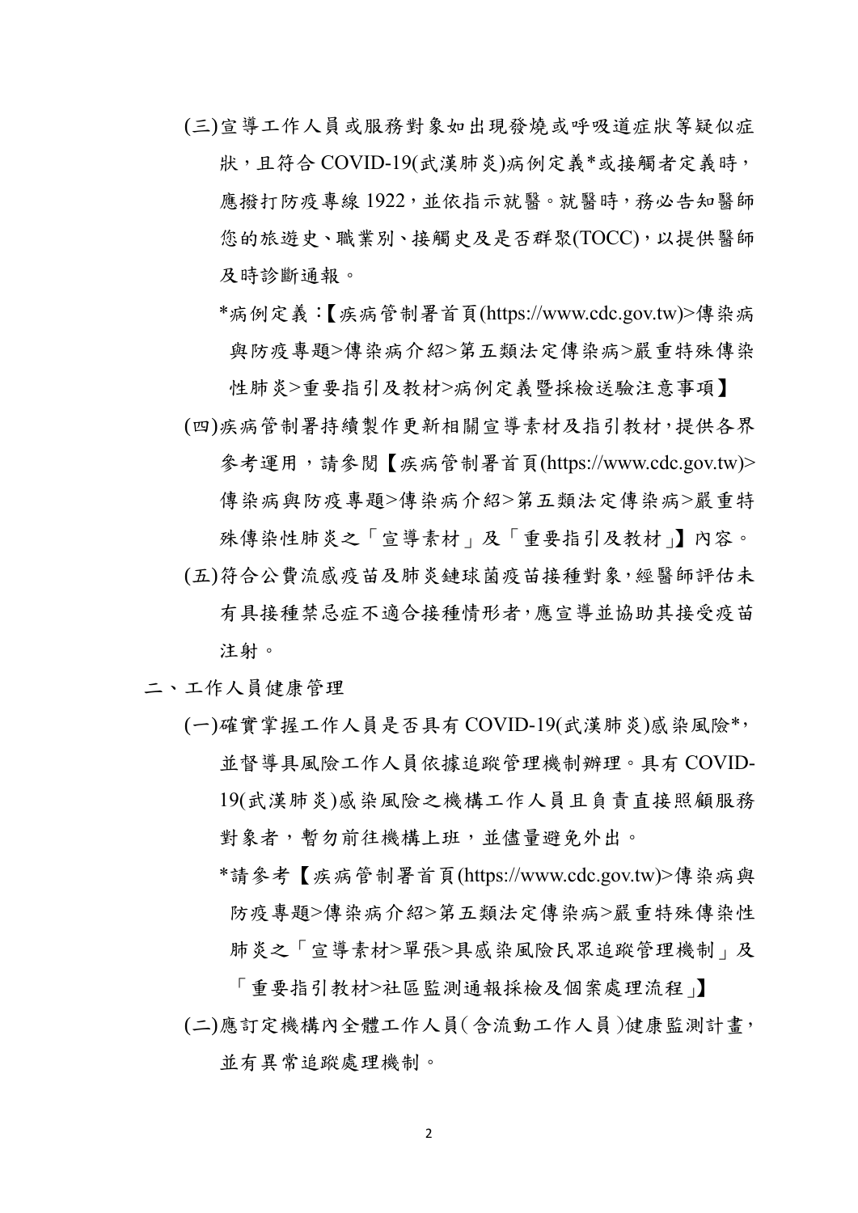(三)宣導工作人員或服務對象如出現發燒或呼吸道症狀等疑似症狀，且符合 COVID-19(武漢肺炎)病例定義*或接觸者定義時，應撥打防疫專線 1922，並依指示就醫。就醫時，務必告知醫師您的旅遊史、職業別、接觸史及是否群聚(TOCC)，以提供醫師及時診斷通報。

*病例定義：【疾病管制署首頁(https://www.cdc.gov.tw)>傳染病與防疫專題>傳染病介紹>第五類法定傳染病>嚴重特殊傳染性肺炎>重要指引及教材>病例定義暨採檢送驗注意事項】

(四)疾病管制署持續製作更新相關宣導素材及指引教材，提供各界參考運用，請參閱【疾病管制署首頁(https://www.cdc.gov.tw)>傳染病與防疫專題>傳染病介紹>第五類法定傳染病>嚴重特殊傳染性肺炎之「宣導素材」及「重要指引及教材」】內容。

(五)符合公費流感疫苗及肺炎鏈球菌疫苗接種對象，經醫師評估未有具接種禁忌症不適合接種情形者，應宣導並協助其接受疫苗注射。

二、工作人員健康管理

(一)確實掌握工作人員是否具有 COVID-19(武漢肺炎)感染風險*，並督導具風險工作人員依據追蹤管理機制辦理。具有 COVID-19(武漢肺炎)感染風險之機構工作人員且負責直接照顧服務對象者，暫勿前往機構上班，並儘量避免外出。

*請參考【疾病管制署首頁(https://www.cdc.gov.tw)>傳染病與防疫專題>傳染病介紹>第五類法定傳染病>嚴重特殊傳染性肺炎之「宣導素材>單張>具感染風險民眾追蹤管理機制」及「重要指引教材>社區監測通報採檢及個案處理流程」】

(二)應訂定機構內全體工作人員(含流動工作人員)健康監測計畫，並有異常追蹤處理機制。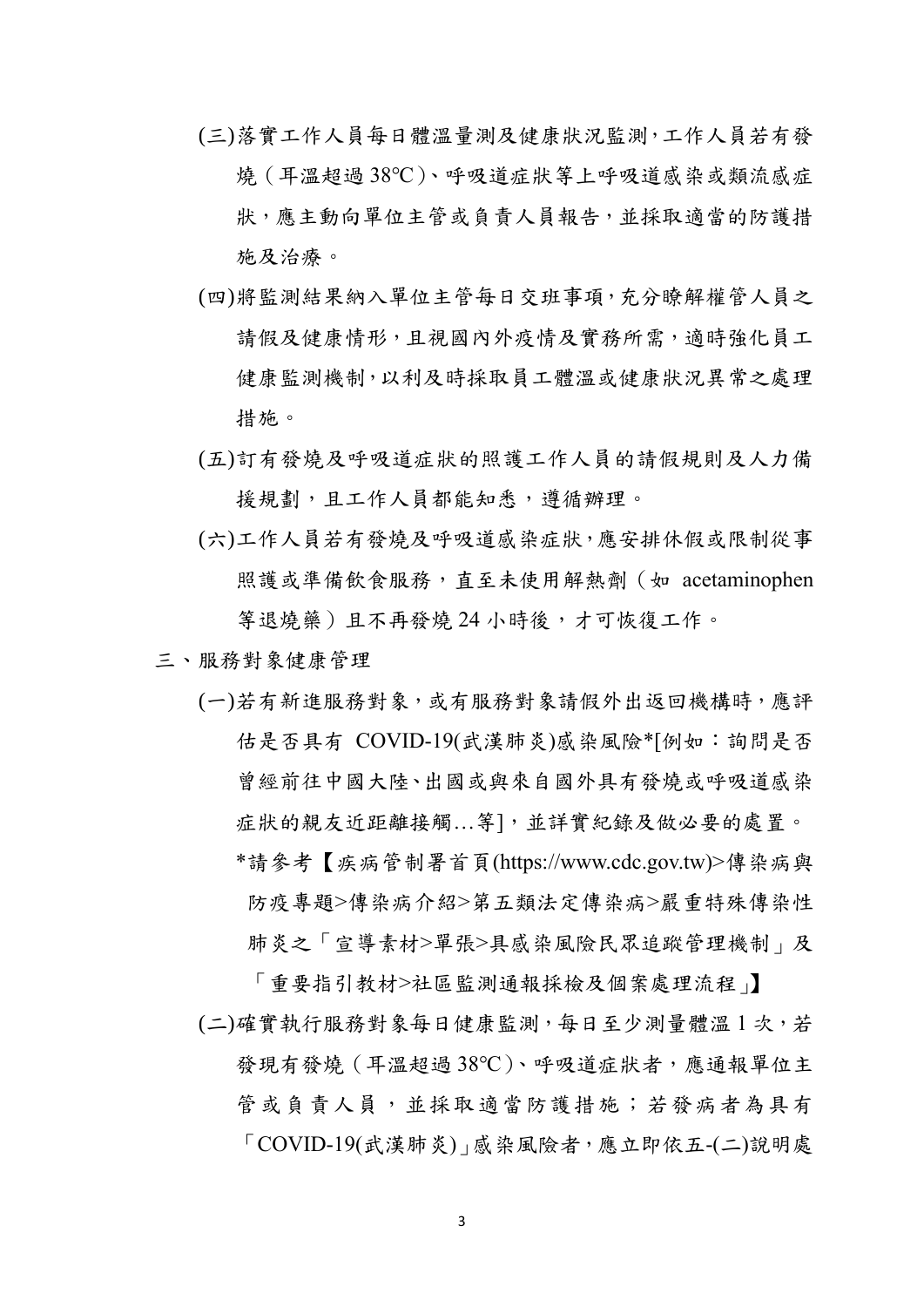(三)落實工作人員每日體溫量測及健康狀況監測，工作人員若有發燒（耳溫超過 38℃）、呼吸道症狀等上呼吸道感染或類流感症狀，應主動向單位主管或負責人員報告，並採取適當的防護措施及治療。

(四)將監測結果納入單位主管每日交班事項，充分瞭解權管人員之請假及健康情形，且視國內外疫情及實務所需，適時強化員工健康監測機制，以利及時採取員工體溫或健康狀況異常之處理措施。

(五)訂有發燒及呼吸道症狀的照護工作人員的請假規則及人力備援規劃，且工作人員都能知悉，遵循辦理。

(六)工作人員若有發燒及呼吸道感染症狀，應安排休假或限制從事照護或準備飲食服務，直至未使用解熱劑（如 acetaminophen 等退燒藥）且不再發燒 24 小時後，才可恢復工作。

三、服務對象健康管理

(一)若有新進服務對象，或有服務對象請假外出返回機構時，應評估是否具有 COVID-19(武漢肺炎)感染風險*[例如：詢問是否曾經前往中國大陸、出國或與來自國外具有發燒或呼吸道感染症狀的親友近距離接觸…等]，並詳實紀錄及做必要的處置。

*請參考【疾病管制署首頁(https://www.cdc.gov.tw)>傳染病與防疫專題>傳染病介紹>第五類法定傳染病>嚴重特殊傳染性肺炎之「宣導素材>單張>具感染風險民眾追蹤管理機制」及「重要指引教材>社區監測通報採檢及個案處理流程」】

(二)確實執行服務對象每日健康監測，每日至少測量體溫 1 次，若發現有發燒（耳溫超過 38℃）、呼吸道症狀者，應通報單位主管或負責人員，並採取適當防護措施；若發病者為具有「COVID-19(武漢肺炎)」感染風險者，應立即依五-(二)說明處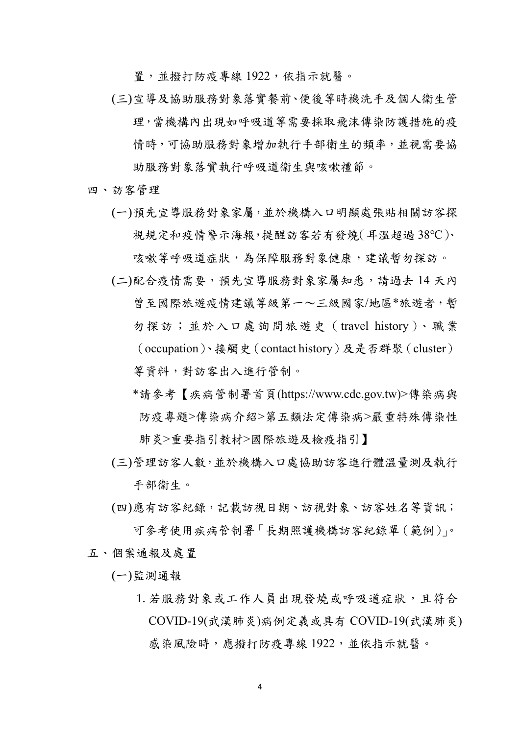置，並撥打防疫專線 1922，依指示就醫。

(三)宣導及協助服務對象落實餐前、便後等時機洗手及個人衛生管理，當機構內出現如呼吸道等需要採取飛沫傳染防護措施的疫情時，可協助服務對象增加執行手部衛生的頻率，並視需要協助服務對象落實執行呼吸道衛生與咳嗽禮節。

四、訪客管理

(一)預先宣導服務對象家屬，並於機構入口明顯處張貼相關訪客探視規定和疫情警示海報，提醒訪客若有發燒(耳溫超過 38℃)、咳嗽等呼吸道症狀，為保障服務對象健康，建議暫勿探訪。

(二)配合疫情需要，預先宣導服務對象家屬知悉，請過去 14 天內曾至國際旅遊疫情建議等級第一～三級國家/地區*旅遊者，暫勿探訪；並於入口處詢問旅遊史（travel history）、職業（occupation）、接觸史（contact history）及是否群聚（cluster）等資料，對訪客出入進行管制。

*請參考【疾病管制署首頁(https://www.cdc.gov.tw)>傳染病與防疫專題>傳染病介紹>第五類法定傳染病>嚴重特殊傳染性肺炎>重要指引教材>國際旅遊及檢疫指引】

(三)管理訪客人數，並於機構入口處協助訪客進行體溫量測及執行手部衛生。

(四)應有訪客紀錄，記載訪視日期、訪視對象、訪客姓名等資訊；可參考使用疾病管制署「長期照護機構訪客紀錄單（範例）」。

五、個案通報及處置

(一)監測通報

1. 若服務對象或工作人員出現發燒或呼吸道症狀，且符合 COVID-19(武漢肺炎)病例定義或具有 COVID-19(武漢肺炎)感染風險時，應撥打防疫專線 1922，並依指示就醫。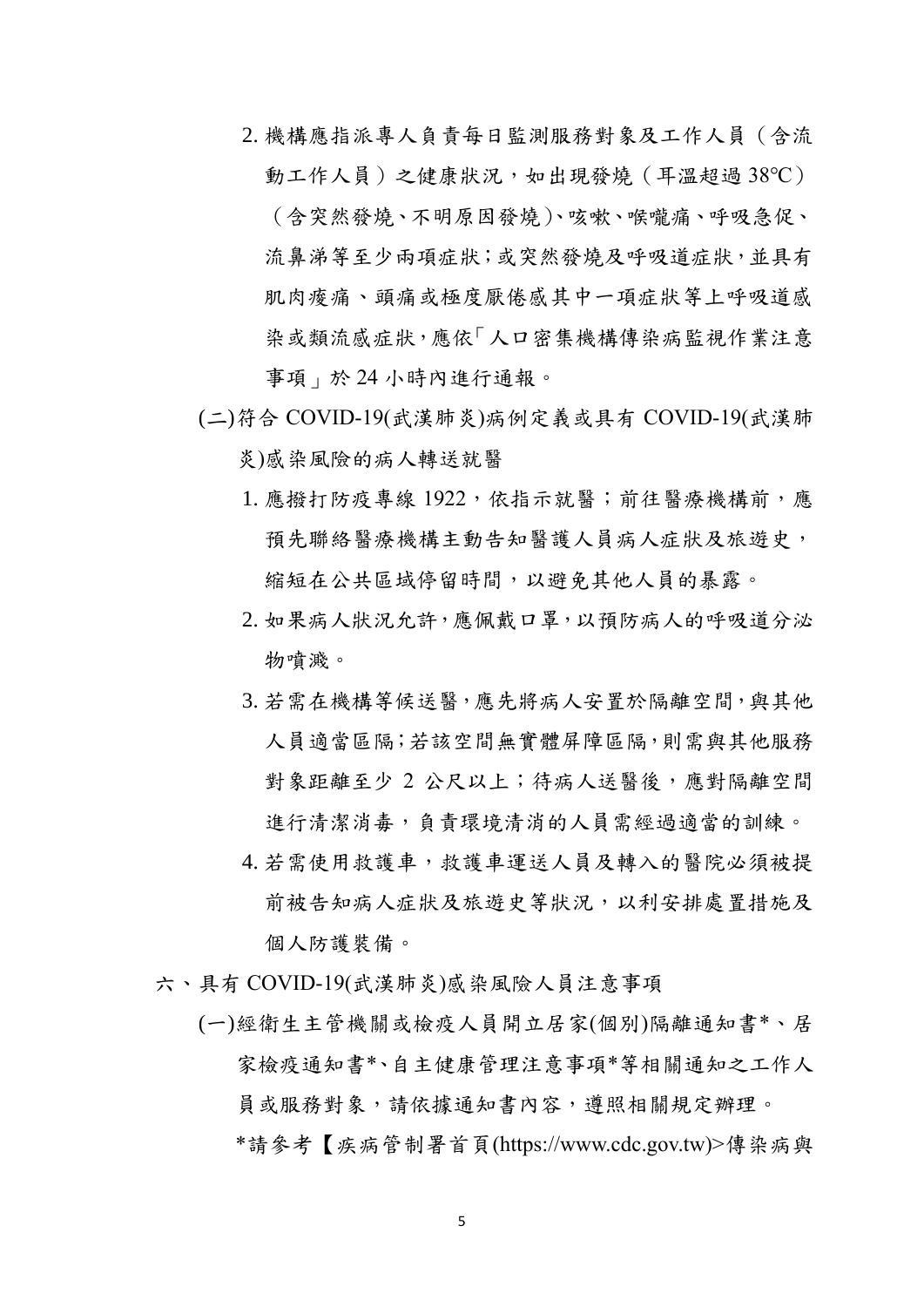2. 機構應指派專人負責每日監測服務對象及工作人員（含流動工作人員）之健康狀況，如出現發燒（耳溫超過 38℃）（含突然發燒、不明原因發燒)、咳嗽、喉嚨痛、呼吸急促、流鼻涕等至少兩項症狀；或突然發燒及呼吸道症狀，並具有肌肉痠痛、頭痛或極度厭倦感其中一項症狀等上呼吸道感染或類流感症狀，應依「人口密集機構傳染病監視作業注意事項」於 24 小時內進行通報。

(二)符合 COVID-19(武漢肺炎)病例定義或具有 COVID-19(武漢肺炎)感染風險的病人轉送就醫

1. 應撥打防疫專線 1922，依指示就醫；前往醫療機構前，應預先聯絡醫療機構主動告知醫護人員病人症狀及旅遊史，縮短在公共區域停留時間，以避免其他人員的暴露。
2. 如果病人狀況允許，應佩戴口罩，以預防病人的呼吸道分泌物噴濺。
3. 若需在機構等候送醫，應先將病人安置於隔離空間，與其他人員適當區隔；若該空間無實體屏障區隔，則需與其他服務對象距離至少 2 公尺以上；待病人送醫後，應對隔離空間進行清潔消毒，負責環境清消的人員需經過適當的訓練。
4. 若需使用救護車，救護車運送人員及轉入的醫院必須被提前被告知病人症狀及旅遊史等狀況，以利安排處置措施及個人防護裝備。

六、具有 COVID-19(武漢肺炎)感染風險人員注意事項

(一)經衛生主管機關或檢疫人員開立居家(個別)隔離通知書*、居家檢疫通知書*、自主健康管理注意事項*等相關通知之工作人員或服務對象，請依據通知書內容，遵照相關規定辦理。

*請參考【疾病管制署首頁(https://www.cdc.gov.tw)>傳染病與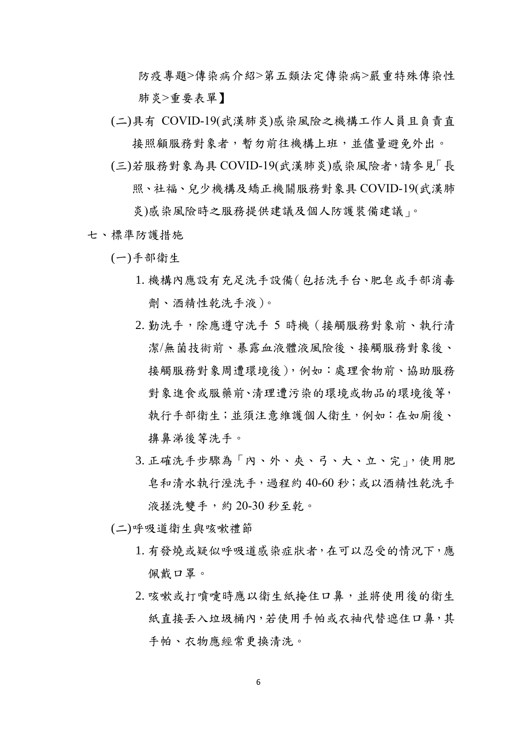防疫專題>傳染病介紹>第五類法定傳染病>嚴重特殊傳染性肺炎>重要表單】

(二)具有 COVID-19(武漢肺炎)感染風險之機構工作人員且負責直接照顧服務對象者，暫勿前往機構上班，並儘量避免外出。

(三)若服務對象為具 COVID-19(武漢肺炎)感染風險者，請參見「長照、社福、兒少機構及矯正機關服務對象具 COVID-19(武漢肺炎)感染風險時之服務提供建議及個人防護裝備建議」。

七、標準防護措施

(一)手部衛生

1. 機構內應設有充足洗手設備（包括洗手台、肥皂或手部消毒劑、酒精性乾洗手液）。
2. 勤洗手，除應遵守洗手 5 時機（接觸服務對象前、執行清潔/無菌技術前、暴露血液體液風險後、接觸服務對象後、接觸服務對象周遭環境後），例如：處理食物前、協助服務對象進食或服藥前、清理遭污染的環境或物品的環境後等，執行手部衛生；並須注意維護個人衛生，例如：在如廁後、擤鼻涕後等洗手。
3. 正確洗手步驟為「內、外、夾、弓、大、立、完」，使用肥皂和清水執行溼洗手，過程約 40-60 秒；或以酒精性乾洗手液搓洗雙手，約 20-30 秒至乾。

(二)呼吸道衛生與咳嗽禮節

1. 有發燒或疑似呼吸道感染症狀者，在可以忍受的情況下，應佩戴口罩。
2. 咳嗽或打噴嚏時應以衛生紙掩住口鼻，並將使用後的衛生紙直接丟入垃圾桶內，若使用手帕或衣袖代替遮住口鼻，其手帕、衣物應經常更換清洗。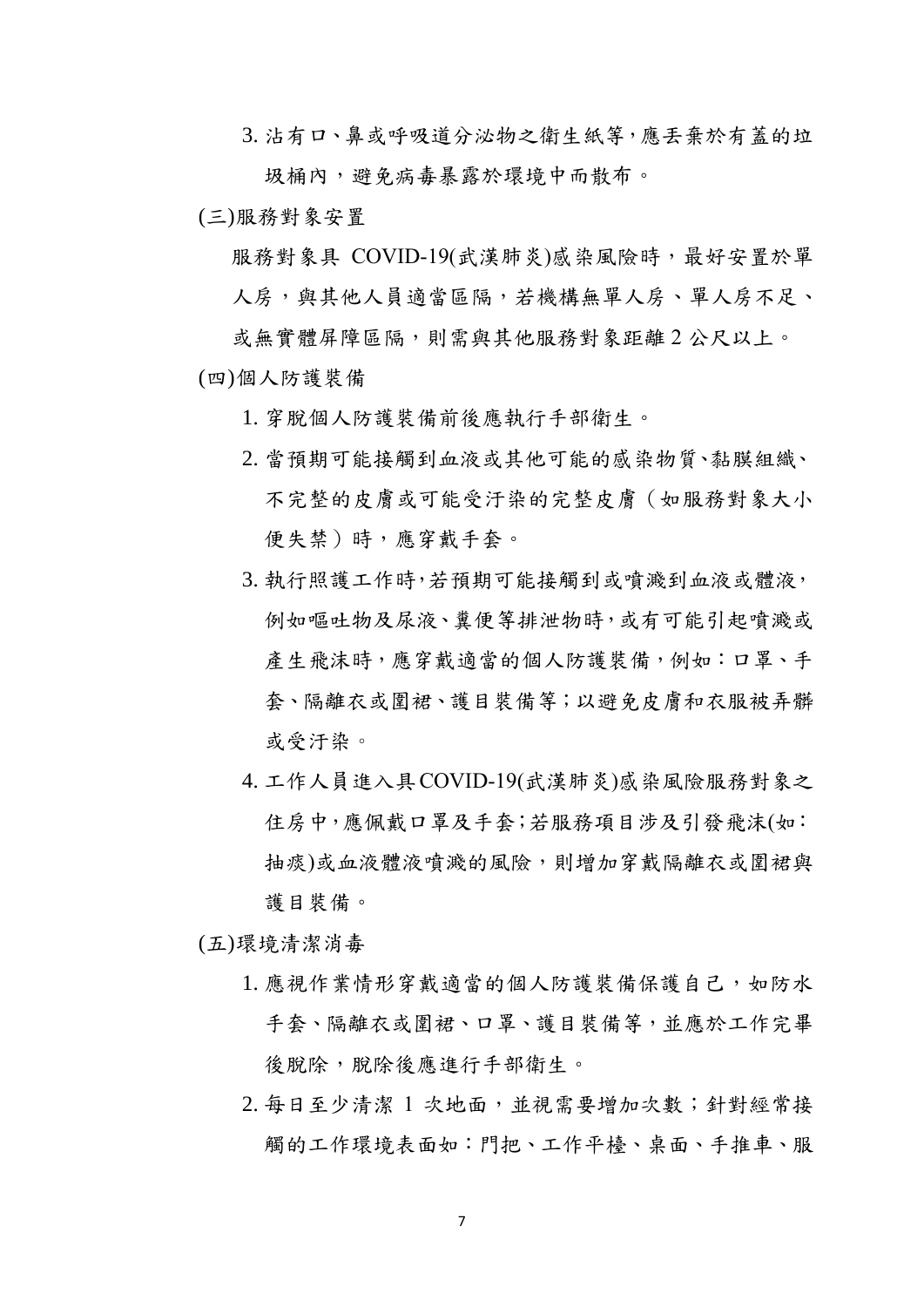3. 沾有口、鼻或呼吸道分泌物之衛生紙等，應丟棄於有蓋的垃圾桶內，避免病毒暴露於環境中而散布。

(三)服務對象安置

服務對象具 COVID-19(武漢肺炎)感染風險時，最好安置於單人房，與其他人員適當區隔，若機構無單人房、單人房不足、或無實體屏障區隔，則需與其他服務對象距離 2 公尺以上。

(四)個人防護裝備

1. 穿脫個人防護裝備前後應執行手部衛生。
2. 當預期可能接觸到血液或其他可能的感染物質、黏膜組織、不完整的皮膚或可能受汙染的完整皮膚（如服務對象大小便失禁）時，應穿戴手套。
3. 執行照護工作時，若預期可能接觸到或噴濺到血液或體液，例如嘔吐物及尿液、糞便等排泄物時，或有可能引起噴濺或產生飛沫時，應穿戴適當的個人防護裝備，例如：口罩、手套、隔離衣或圍裙、護目裝備等；以避免皮膚和衣服被弄髒或受汙染。
4. 工作人員進入具 COVID-19(武漢肺炎)感染風險服務對象之住房中，應佩戴口罩及手套；若服務項目涉及引發飛沫(如：抽痰)或血液體液噴濺的風險，則增加穿戴隔離衣或圍裙與護目裝備。

(五)環境清潔消毒

1. 應視作業情形穿戴適當的個人防護裝備保護自己，如防水手套、隔離衣或圍裙、口罩、護目裝備等，並應於工作完畢後脫除，脫除後應進行手部衛生。
2. 每日至少清潔 1 次地面，並視需要增加次數；針對經常接觸的工作環境表面如：門把、工作平檯、桌面、手推車、服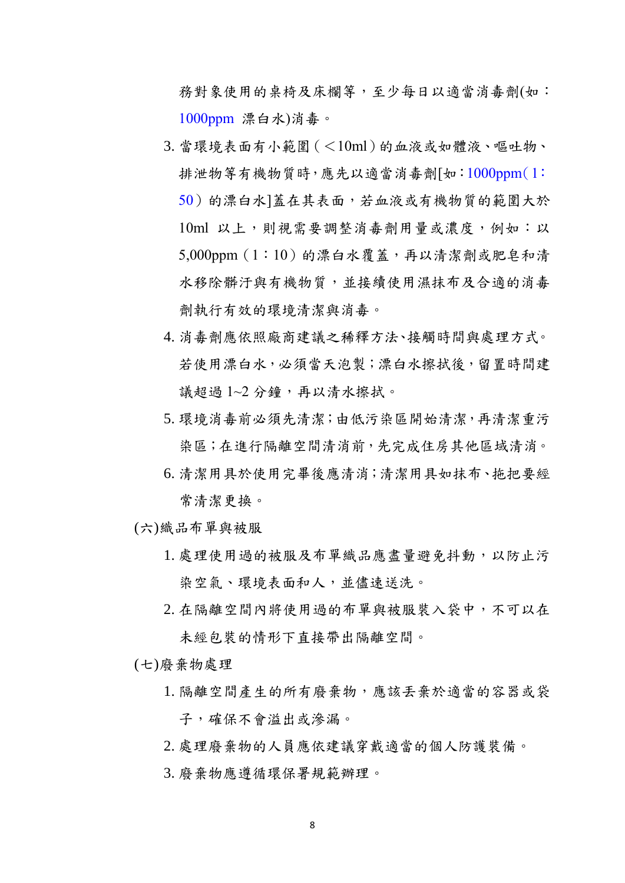務對象使用的桌椅及床欄等，至少每日以適當消毒劑(如：1000ppm 漂白水)消毒。

3. 當環境表面有小範圍（＜10ml）的血液或如體液、嘔吐物、排泄物等有機物質時，應先以適當消毒劑[如：1000ppm（1：50）的漂白水]蓋在其表面，若血液或有機物質的範圍大於 10ml 以上，則視需要調整消毒劑用量或濃度，例如：以 5,000ppm（1：10）的漂白水覆蓋，再以清潔劑或肥皂和清水移除髒汙與有機物質，並接續使用濕抹布及合適的消毒劑執行有效的環境清潔與消毒。
4. 消毒劑應依照廠商建議之稀釋方法、接觸時間與處理方式。若使用漂白水，必須當天泡製；漂白水擦拭後，留置時間建議超過 1~2 分鐘，再以清水擦拭。
5. 環境消毒前必須先清潔；由低污染區開始清潔，再清潔重污染區；在進行隔離空間清消前，先完成住房其他區域清消。
6. 清潔用具於使用完畢後應清消；清潔用具如抹布、拖把要經常清潔更換。

(六)織品布單與被服

1. 處理使用過的被服及布單織品應盡量避免抖動，以防止污染空氣、環境表面和人，並儘速送洗。
2. 在隔離空間內將使用過的布單與被服裝入袋中，不可以在未經包裝的情形下直接帶出隔離空間。

(七)廢棄物處理

1. 隔離空間產生的所有廢棄物，應該丟棄於適當的容器或袋子，確保不會溢出或滲漏。
2. 處理廢棄物的人員應依建議穿戴適當的個人防護裝備。
3. 廢棄物應遵循環保署規範辦理。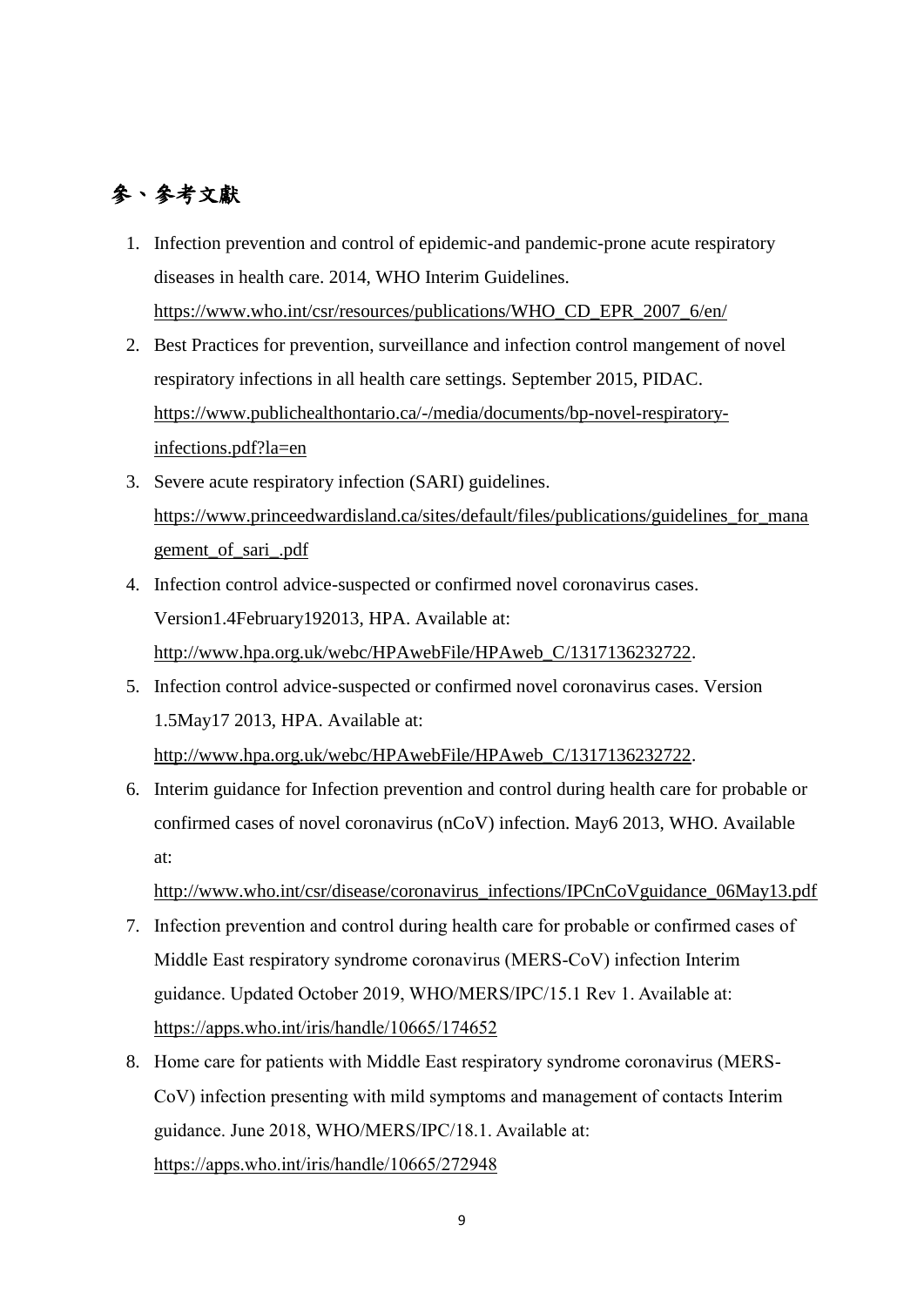## 參、參考文獻

1. Infection prevention and control of epidemic-and pandemic-prone acute respiratory diseases in health care. 2014, WHO Interim Guidelines. https://www.who.int/csr/resources/publications/WHO_CD_EPR_2007_6/en/
2. Best Practices for prevention, surveillance and infection control mangement of novel respiratory infections in all health care settings. September 2015, PIDAC. https://www.publichealthontario.ca/-/media/documents/bp-novel-respiratory-infections.pdf?la=en
3. Severe acute respiratory infection (SARI) guidelines. https://www.princeedwardisland.ca/sites/default/files/publications/guidelines_for_management_of_sari_.pdf
4. Infection control advice-suspected or confirmed novel coronavirus cases. Version1.4February192013, HPA. Available at: http://www.hpa.org.uk/webc/HPAwebFile/HPAweb_C/1317136232722.
5. Infection control advice-suspected or confirmed novel coronavirus cases. Version 1.5May17 2013, HPA. Available at: http://www.hpa.org.uk/webc/HPAwebFile/HPAweb_C/1317136232722.
6. Interim guidance for Infection prevention and control during health care for probable or confirmed cases of novel coronavirus (nCoV) infection. May6 2013, WHO. Available at: http://www.who.int/csr/disease/coronavirus_infections/IPCnCoVguidance_06May13.pdf
7. Infection prevention and control during health care for probable or confirmed cases of Middle East respiratory syndrome coronavirus (MERS-CoV) infection Interim guidance. Updated October 2019, WHO/MERS/IPC/15.1 Rev 1. Available at: https://apps.who.int/iris/handle/10665/174652
8. Home care for patients with Middle East respiratory syndrome coronavirus (MERS-CoV) infection presenting with mild symptoms and management of contacts Interim guidance. June 2018, WHO/MERS/IPC/18.1. Available at: https://apps.who.int/iris/handle/10665/272948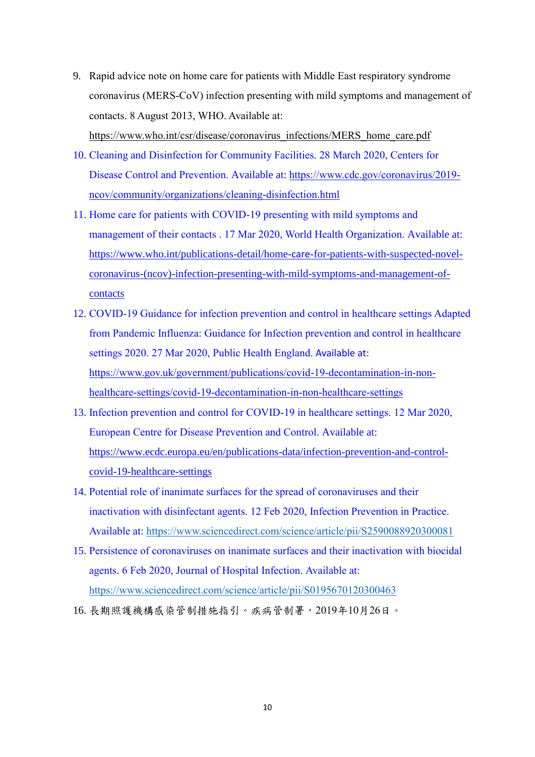9. Rapid advice note on home care for patients with Middle East respiratory syndrome coronavirus (MERS-CoV) infection presenting with mild symptoms and management of contacts. 8 August 2013, WHO. Available at: https://www.who.int/csr/disease/coronavirus_infections/MERS_home_care.pdf
10. Cleaning and Disinfection for Community Facilities. 28 March 2020, Centers for Disease Control and Prevention. Available at: https://www.cdc.gov/coronavirus/2019-ncov/community/organizations/cleaning-disinfection.html
11. Home care for patients with COVID-19 presenting with mild symptoms and management of their contacts . 17 Mar 2020, World Health Organization. Available at: https://www.who.int/publications-detail/home-care-for-patients-with-suspected-novel-coronavirus-(ncov)-infection-presenting-with-mild-symptoms-and-management-of-contacts
12. COVID-19 Guidance for infection prevention and control in healthcare settings Adapted from Pandemic Influenza: Guidance for Infection prevention and control in healthcare settings 2020. 27 Mar 2020, Public Health England. Available at: https://www.gov.uk/government/publications/covid-19-decontamination-in-non-healthcare-settings/covid-19-decontamination-in-non-healthcare-settings
13. Infection prevention and control for COVID-19 in healthcare settings. 12 Mar 2020, European Centre for Disease Prevention and Control. Available at: https://www.ecdc.europa.eu/en/publications-data/infection-prevention-and-control-covid-19-healthcare-settings
14. Potential role of inanimate surfaces for the spread of coronaviruses and their inactivation with disinfectant agents. 12 Feb 2020, Infection Prevention in Practice. Available at: https://www.sciencedirect.com/science/article/pii/S2590088920300081
15. Persistence of coronaviruses on inanimate surfaces and their inactivation with biocidal agents. 6 Feb 2020, Journal of Hospital Infection. Available at: https://www.sciencedirect.com/science/article/pii/S0195670120300463
16. 長期照護機構感染管制措施指引。疾病管制署，2019年10月26日。